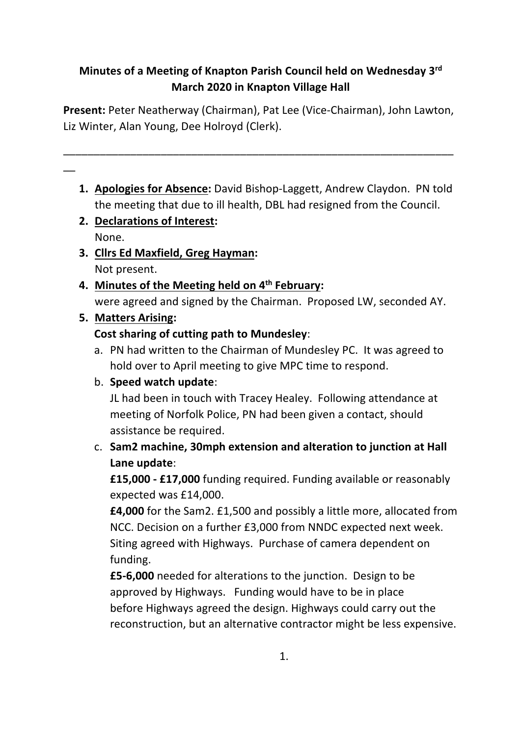**Minutes of a Meeting of Knapton Parish Council held on Wednesday 3rd March 2020 in Knapton Village Hall**

**Present:** Peter Neatherway (Chairman), Pat Lee (Vice-Chairman), John Lawton, Liz Winter, Alan Young, Dee Holroyd (Clerk).

---

1. **Apologies for Absence:** David Bishop-Laggett, Andrew Claydon. PN told the meeting that due to ill health, DBL had resigned from the Council.
2. **Declarations of Interest:**
   None.
3. **Cllrs Ed Maxfield, Greg Hayman:**
   Not present.
4. **Minutes of the Meeting held on 4th February:**
   were agreed and signed by the Chairman. Proposed LW, seconded AY.
5. **Matters Arising:**
   **Cost sharing of cutting path to Mundesley**:
   a. PN had written to the Chairman of Mundesley PC. It was agreed to hold over to April meeting to give MPC time to respond.
   b. **Speed watch update**:
   JL had been in touch with Tracey Healey. Following attendance at meeting of Norfolk Police, PN had been given a contact, should assistance be required.
   c. **Sam2 machine, 30mph extension and alteration to junction at Hall Lane update**:
   **£15,000 - £17,000** funding required. Funding available or reasonably expected was £14,000.
   **£4,000** for the Sam2. £1,500 and possibly a little more, allocated from NCC. Decision on a further £3,000 from NNDC expected next week. Siting agreed with Highways. Purchase of camera dependent on funding.
   **£5-6,000** needed for alterations to the junction. Design to be approved by Highways. Funding would have to be in place before Highways agreed the design. Highways could carry out the reconstruction, but an alternative contractor might be less expensive.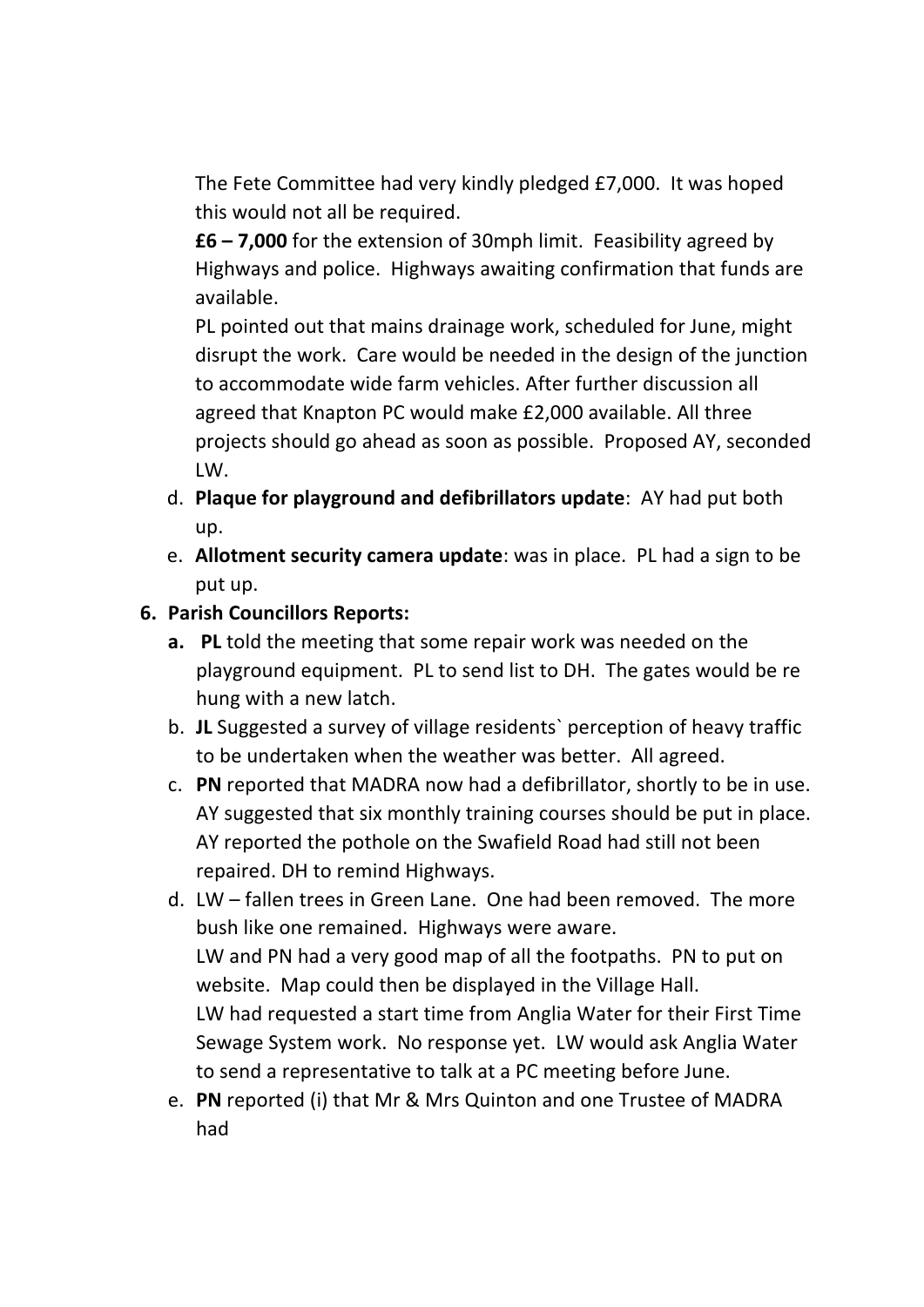The Fete Committee had very kindly pledged £7,000. It was hoped this would not all be required.

**£6 – 7,000** for the extension of 30mph limit. Feasibility agreed by Highways and police. Highways awaiting confirmation that funds are available.

PL pointed out that mains drainage work, scheduled for June, might disrupt the work. Care would be needed in the design of the junction to accommodate wide farm vehicles. After further discussion all agreed that Knapton PC would make £2,000 available. All three projects should go ahead as soon as possible. Proposed AY, seconded LW.

d. **Plaque for playground and defibrillators update**: AY had put both up.
e. **Allotment security camera update**: was in place. PL had a sign to be put up.

6. **Parish Councillors Reports:**
   a. **PL** told the meeting that some repair work was needed on the playground equipment. PL to send list to DH. The gates would be re hung with a new latch.
   b. **JL** Suggested a survey of village residents` perception of heavy traffic to be undertaken when the weather was better. All agreed.
   c. **PN** reported that MADRA now had a defibrillator, shortly to be in use. AY suggested that six monthly training courses should be put in place. AY reported the pothole on the Swafield Road had still not been repaired. DH to remind Highways.
   d. LW – fallen trees in Green Lane. One had been removed. The more bush like one remained. Highways were aware.
      LW and PN had a very good map of all the footpaths. PN to put on website. Map could then be displayed in the Village Hall.
      LW had requested a start time from Anglia Water for their First Time Sewage System work. No response yet. LW would ask Anglia Water to send a representative to talk at a PC meeting before June.
   e. **PN** reported (i) that Mr & Mrs Quinton and one Trustee of MADRA had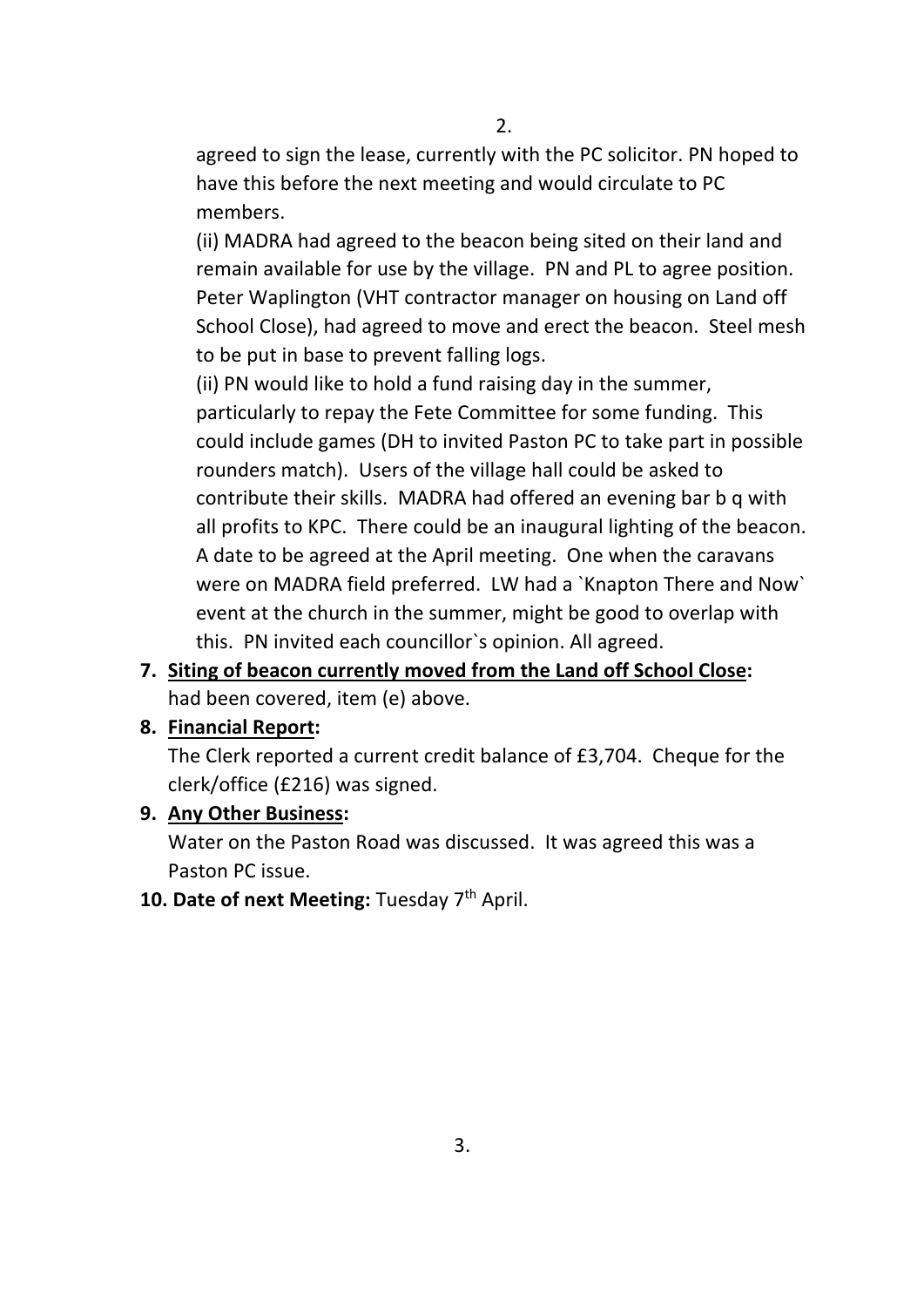agreed to sign the lease, currently with the PC solicitor. PN hoped to have this before the next meeting and would circulate to PC members.

(ii) MADRA had agreed to the beacon being sited on their land and remain available for use by the village. PN and PL to agree position. Peter Waplington (VHT contractor manager on housing on Land off School Close), had agreed to move and erect the beacon. Steel mesh to be put in base to prevent falling logs.

(ii) PN would like to hold a fund raising day in the summer, particularly to repay the Fete Committee for some funding. This could include games (DH to invited Paston PC to take part in possible rounders match). Users of the village hall could be asked to contribute their skills. MADRA had offered an evening bar b q with all profits to KPC. There could be an inaugural lighting of the beacon. A date to be agreed at the April meeting. One when the caravans were on MADRA field preferred. LW had a `Knapton There and Now` event at the church in the summer, might be good to overlap with this. PN invited each councillor`s opinion. All agreed.

7. **<u>Siting of beacon currently moved from the Land off School Close</u>:** had been covered, item (e) above.

8. **<u>Financial Report</u>:**
   The Clerk reported a current credit balance of £3,704. Cheque for the clerk/office (£216) was signed.

9. **<u>Any Other Business</u>:**
   Water on the Paston Road was discussed. It was agreed this was a Paston PC issue.

10. **Date of next Meeting:** Tuesday 7th April.